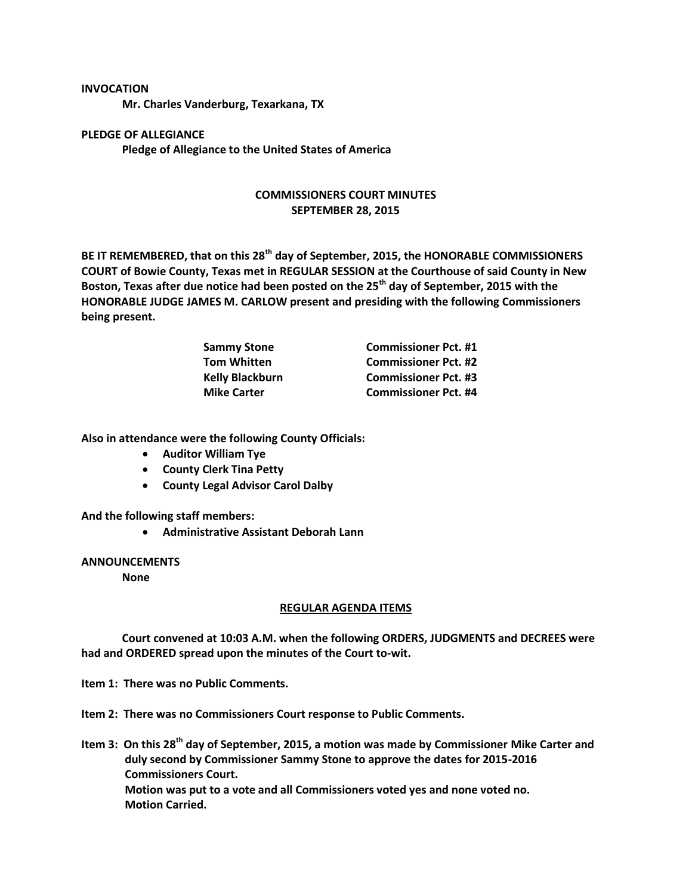**INVOCATION**

**Mr. Charles Vanderburg, Texarkana, TX**

**PLEDGE OF ALLEGIANCE**

**Pledge of Allegiance to the United States of America**

# COMMISSIONERS COURT MINUTES
## SEPTEMBER 28, 2015

**BE IT REMEMBERED, that on this 28th day of September, 2015, the HONORABLE COMMISSIONERS COURT of Bowie County, Texas met in REGULAR SESSION at the Courthouse of said County in New Boston, Texas after due notice had been posted on the 25th day of September, 2015 with the HONORABLE JUDGE JAMES M. CARLOW present and presiding with the following Commissioners being present.**

| | |
|---|---|
| **Sammy Stone** | **Commissioner Pct. #1** |
| **Tom Whitten** | **Commissioner Pct. #2** |
| **Kelly Blackburn** | **Commissioner Pct. #3** |
| **Mike Carter** | **Commissioner Pct. #4** |

**Also in attendance were the following County Officials:**

- **Auditor William Tye**
- **County Clerk Tina Petty**
- **County Legal Advisor Carol Dalby**

**And the following staff members:**

- **Administrative Assistant Deborah Lann**

**ANNOUNCEMENTS**

**None**

## REGULAR AGENDA ITEMS

**Court convened at 10:03 A.M. when the following ORDERS, JUDGMENTS and DECREES were had and ORDERED spread upon the minutes of the Court to-wit.**

**Item 1: There was no Public Comments.**

**Item 2: There was no Commissioners Court response to Public Comments.**

**Item 3: On this 28th day of September, 2015, a motion was made by Commissioner Mike Carter and duly second by Commissioner Sammy Stone to approve the dates for 2015-2016 Commissioners Court.**
**Motion was put to a vote and all Commissioners voted yes and none voted no.**
**Motion Carried.**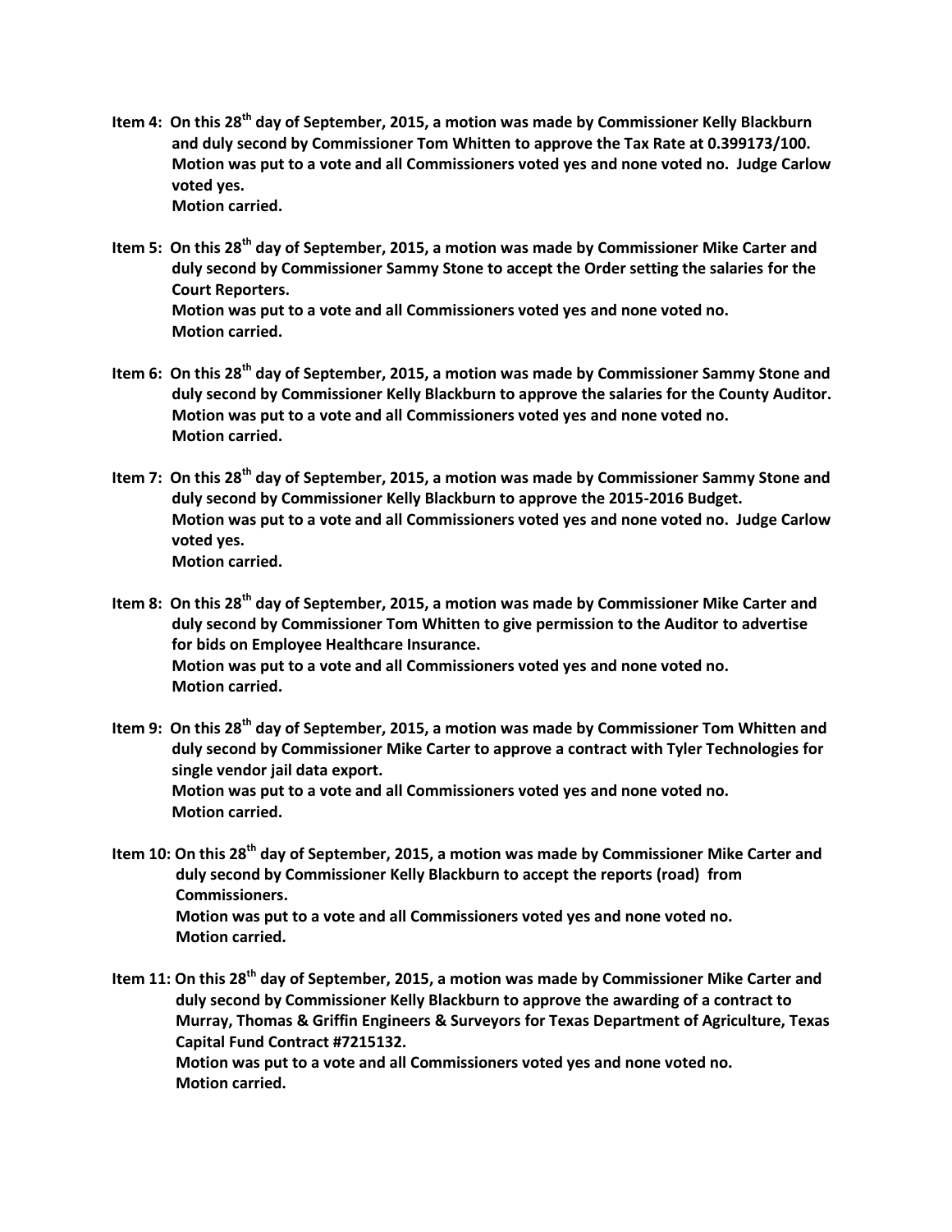**Item 4: On this 28th day of September, 2015, a motion was made by Commissioner Kelly Blackburn and duly second by Commissioner Tom Whitten to approve the Tax Rate at 0.399173/100. Motion was put to a vote and all Commissioners voted yes and none voted no. Judge Carlow voted yes.**
**Motion carried.**

**Item 5: On this 28th day of September, 2015, a motion was made by Commissioner Mike Carter and duly second by Commissioner Sammy Stone to accept the Order setting the salaries for the Court Reporters.**
**Motion was put to a vote and all Commissioners voted yes and none voted no.**
**Motion carried.**

**Item 6: On this 28th day of September, 2015, a motion was made by Commissioner Sammy Stone and duly second by Commissioner Kelly Blackburn to approve the salaries for the County Auditor.**
**Motion was put to a vote and all Commissioners voted yes and none voted no.**
**Motion carried.**

**Item 7: On this 28th day of September, 2015, a motion was made by Commissioner Sammy Stone and duly second by Commissioner Kelly Blackburn to approve the 2015-2016 Budget.**
**Motion was put to a vote and all Commissioners voted yes and none voted no. Judge Carlow voted yes.**
**Motion carried.**

**Item 8: On this 28th day of September, 2015, a motion was made by Commissioner Mike Carter and duly second by Commissioner Tom Whitten to give permission to the Auditor to advertise for bids on Employee Healthcare Insurance.**
**Motion was put to a vote and all Commissioners voted yes and none voted no.**
**Motion carried.**

**Item 9: On this 28th day of September, 2015, a motion was made by Commissioner Tom Whitten and duly second by Commissioner Mike Carter to approve a contract with Tyler Technologies for single vendor jail data export.**
**Motion was put to a vote and all Commissioners voted yes and none voted no.**
**Motion carried.**

**Item 10: On this 28th day of September, 2015, a motion was made by Commissioner Mike Carter and duly second by Commissioner Kelly Blackburn to accept the reports (road) from Commissioners.**
**Motion was put to a vote and all Commissioners voted yes and none voted no.**
**Motion carried.**

**Item 11: On this 28th day of September, 2015, a motion was made by Commissioner Mike Carter and duly second by Commissioner Kelly Blackburn to approve the awarding of a contract to Murray, Thomas & Griffin Engineers & Surveyors for Texas Department of Agriculture, Texas Capital Fund Contract #7215132.**
**Motion was put to a vote and all Commissioners voted yes and none voted no.**
**Motion carried.**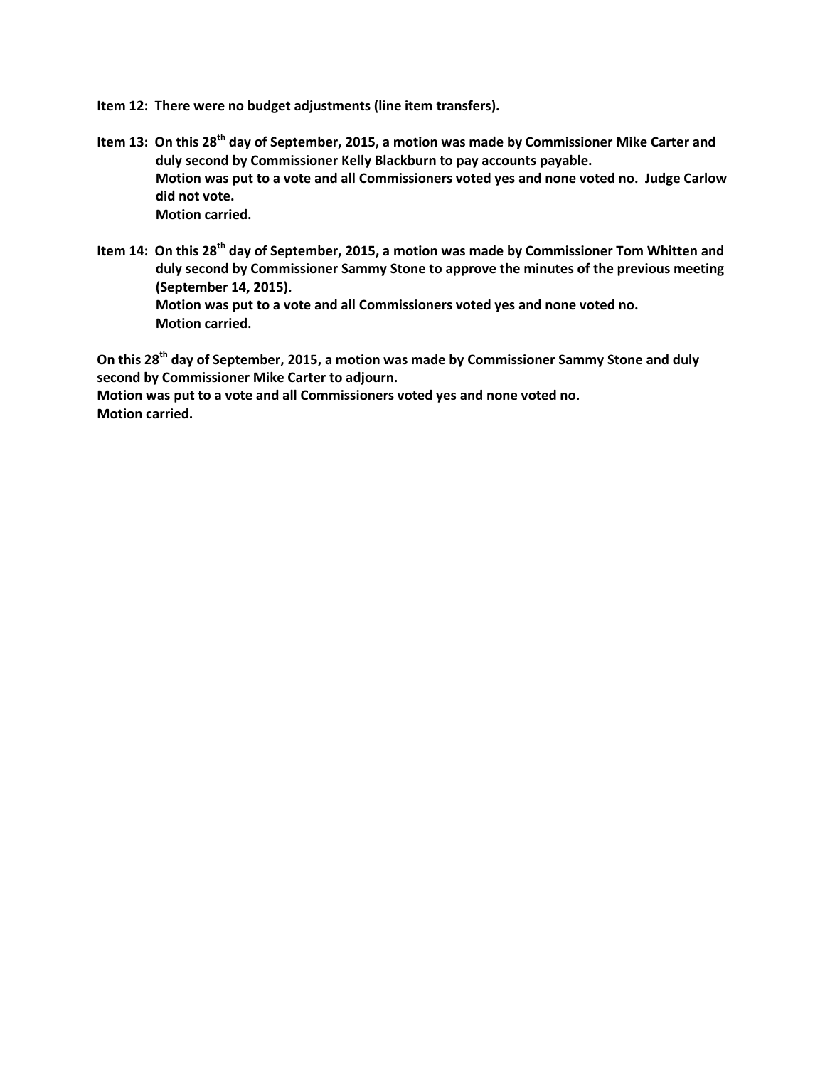**Item 12: There were no budget adjustments (line item transfers).**

**Item 13: On this 28th day of September, 2015, a motion was made by Commissioner Mike Carter and duly second by Commissioner Kelly Blackburn to pay accounts payable.**
**Motion was put to a vote and all Commissioners voted yes and none voted no. Judge Carlow did not vote.**
**Motion carried.**

**Item 14: On this 28th day of September, 2015, a motion was made by Commissioner Tom Whitten and duly second by Commissioner Sammy Stone to approve the minutes of the previous meeting (September 14, 2015).**
**Motion was put to a vote and all Commissioners voted yes and none voted no.**
**Motion carried.**

**On this 28th day of September, 2015, a motion was made by Commissioner Sammy Stone and duly second by Commissioner Mike Carter to adjourn.**
**Motion was put to a vote and all Commissioners voted yes and none voted no.**
**Motion carried.**